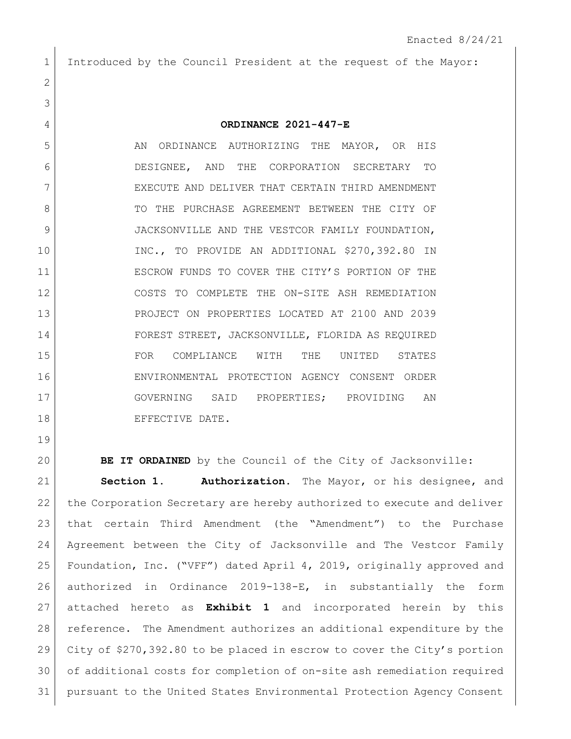Enacted 8/24/21

Introduced by the Council President at the request of the Mayor:

**ORDINANCE 2021-447-E**

AN ORDINANCE AUTHORIZING THE MAYOR, OR HIS DESIGNEE, AND THE CORPORATION SECRETARY TO EXECUTE AND DELIVER THAT CERTAIN THIRD AMENDMENT TO THE PURCHASE AGREEMENT BETWEEN THE CITY OF JACKSONVILLE AND THE VESTCOR FAMILY FOUNDATION, INC., TO PROVIDE AN ADDITIONAL $270,392.80 IN ESCROW FUNDS TO COVER THE CITY'S PORTION OF THE COSTS TO COMPLETE THE ON-SITE ASH REMEDIATION PROJECT ON PROPERTIES LOCATED AT 2100 AND 2039 FOREST STREET, JACKSONVILLE, FLORIDA AS REQUIRED FOR COMPLIANCE WITH THE UNITED STATES ENVIRONMENTAL PROTECTION AGENCY CONSENT ORDER GOVERNING SAID PROPERTIES; PROVIDING AN EFFECTIVE DATE.

**BE IT ORDAINED** by the Council of the City of Jacksonville:

**Section 1. Authorization.** The Mayor, or his designee, and the Corporation Secretary are hereby authorized to execute and deliver that certain Third Amendment (the "Amendment") to the Purchase Agreement between the City of Jacksonville and The Vestcor Family Foundation, Inc. ("VFF") dated April 4, 2019, originally approved and authorized in Ordinance 2019-138-E, in substantially the form attached hereto as **Exhibit 1** and incorporated herein by this reference. The Amendment authorizes an additional expenditure by the City of $270,392.80 to be placed in escrow to cover the City's portion of additional costs for completion of on-site ash remediation required pursuant to the United States Environmental Protection Agency Consent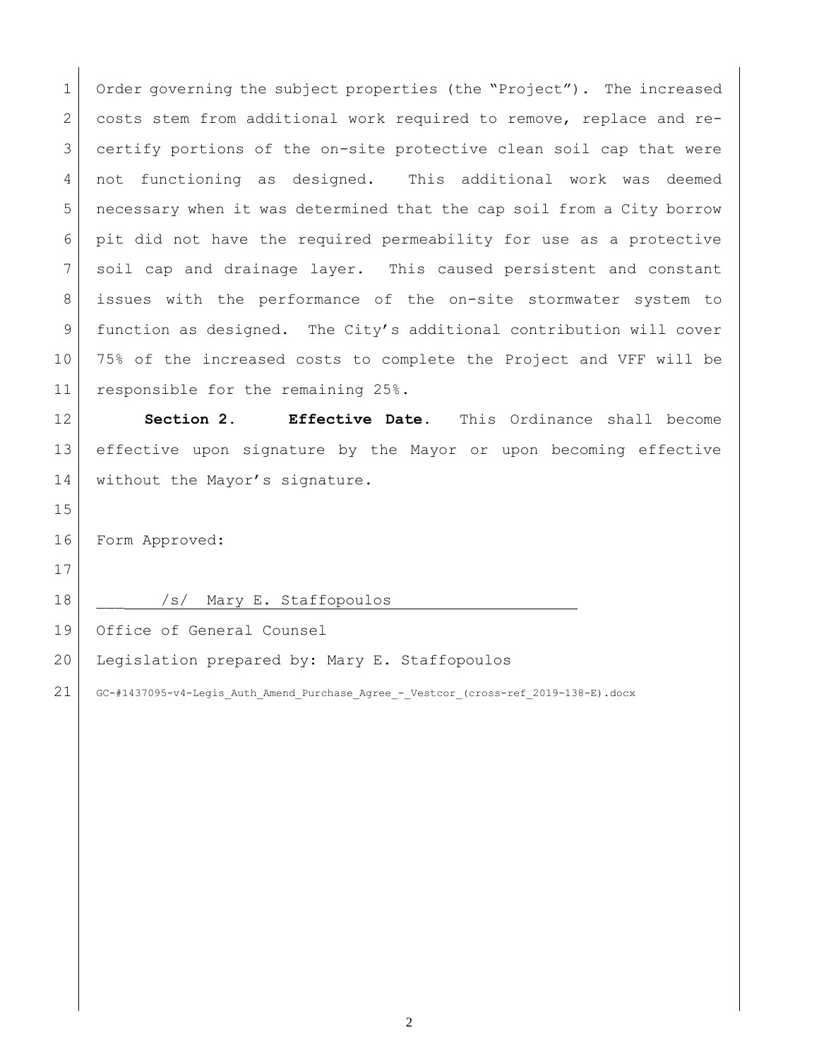Order governing the subject properties (the "Project"). The increased costs stem from additional work required to remove, replace and re-certify portions of the on-site protective clean soil cap that were not functioning as designed. This additional work was deemed necessary when it was determined that the cap soil from a City borrow pit did not have the required permeability for use as a protective soil cap and drainage layer. This caused persistent and constant issues with the performance of the on-site stormwater system to function as designed. The City's additional contribution will cover 75% of the increased costs to complete the Project and VFF will be responsible for the remaining 25%.

**Section 2. Effective Date.** This Ordinance shall become effective upon signature by the Mayor or upon becoming effective without the Mayor's signature.

Form Approved:

/s/ Mary E. Staffopoulos

Office of General Counsel

Legislation prepared by: Mary E. Staffopoulos

GC-#1437095-v4-Legis_Auth_Amend_Purchase_Agree_-_Vestcor_(cross-ref_2019-138-E).docx